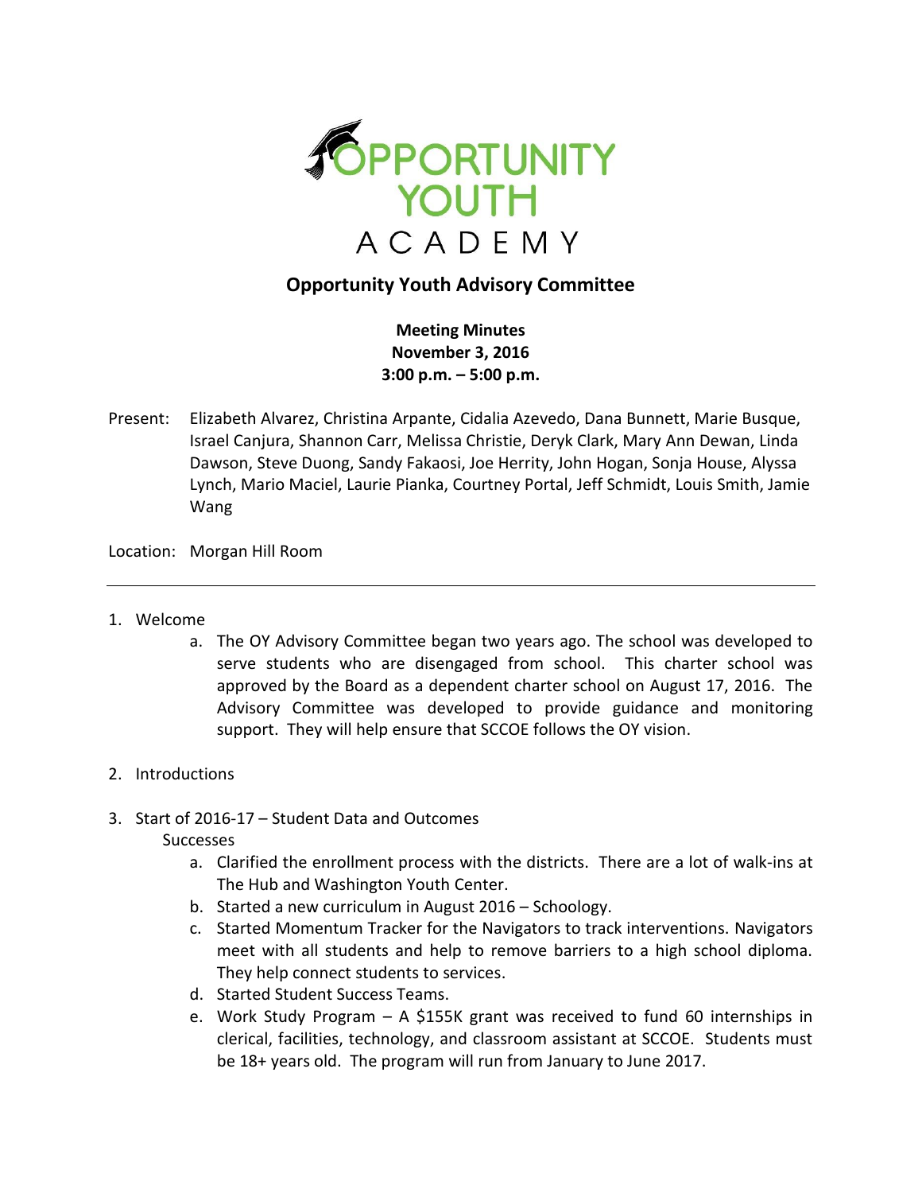# OPPORTUNITY YOUTH ACADEMY

## Opportunity Youth Advisory Committee

**Meeting Minutes**
**November 3, 2016**
**3:00 p.m. – 5:00 p.m.**

Present: Elizabeth Alvarez, Christina Arpante, Cidalia Azevedo, Dana Bunnett, Marie Busque, Israel Canjura, Shannon Carr, Melissa Christie, Deryk Clark, Mary Ann Dewan, Linda Dawson, Steve Duong, Sandy Fakaosi, Joe Herrity, John Hogan, Sonja House, Alyssa Lynch, Mario Maciel, Laurie Pianka, Courtney Portal, Jeff Schmidt, Louis Smith, Jamie Wang

Location: Morgan Hill Room

---

1. Welcome
   a. The OY Advisory Committee began two years ago. The school was developed to serve students who are disengaged from school. This charter school was approved by the Board as a dependent charter school on August 17, 2016. The Advisory Committee was developed to provide guidance and monitoring support. They will help ensure that SCCOE follows the OY vision.

2. Introductions

3. Start of 2016-17 – Student Data and Outcomes

   Successes

   a. Clarified the enrollment process with the districts. There are a lot of walk-ins at The Hub and Washington Youth Center.
   b. Started a new curriculum in August 2016 – Schoology.
   c. Started Momentum Tracker for the Navigators to track interventions. Navigators meet with all students and help to remove barriers to a high school diploma. They help connect students to services.
   d. Started Student Success Teams.
   e. Work Study Program – A $155K grant was received to fund 60 internships in clerical, facilities, technology, and classroom assistant at SCCOE. Students must be 18+ years old. The program will run from January to June 2017.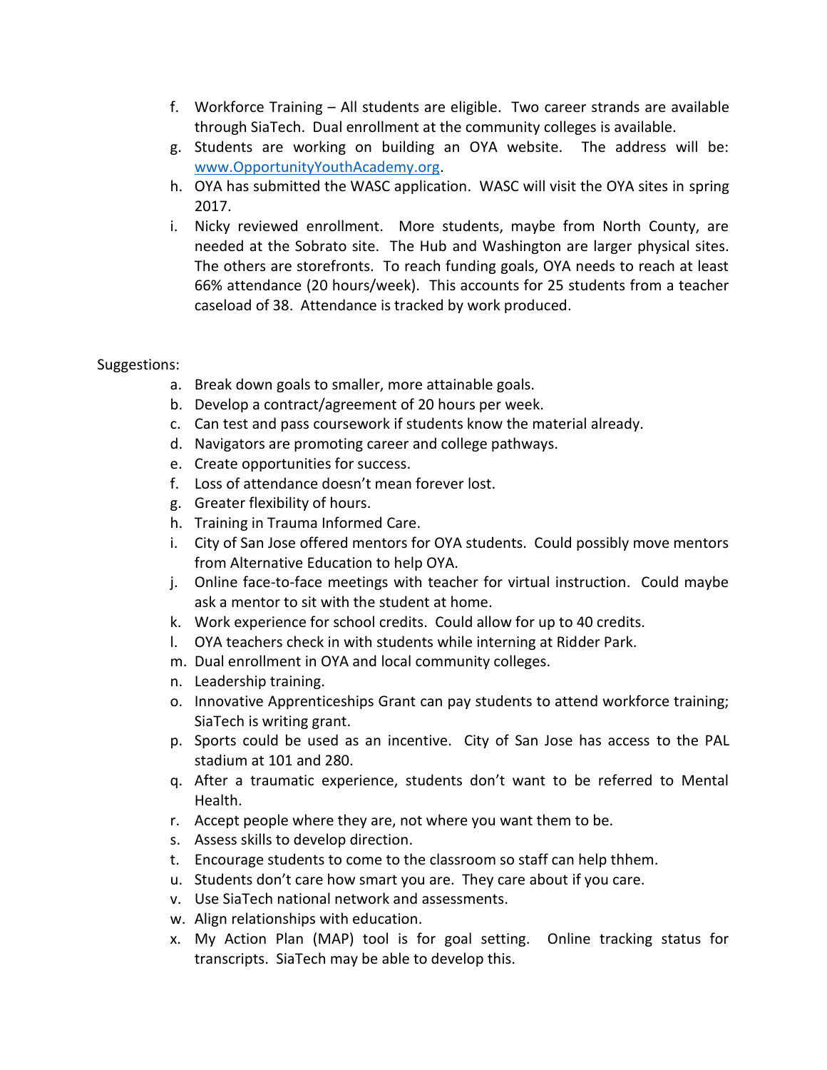f. Workforce Training – All students are eligible. Two career strands are available through SiaTech. Dual enrollment at the community colleges is available.
g. Students are working on building an OYA website. The address will be: [www.OpportunityYouthAcademy.org](http://www.OpportunityYouthAcademy.org).
h. OYA has submitted the WASC application. WASC will visit the OYA sites in spring 2017.
i. Nicky reviewed enrollment. More students, maybe from North County, are needed at the Sobrato site. The Hub and Washington are larger physical sites. The others are storefronts. To reach funding goals, OYA needs to reach at least 66% attendance (20 hours/week). This accounts for 25 students from a teacher caseload of 38. Attendance is tracked by work produced.

Suggestions:

a. Break down goals to smaller, more attainable goals.
b. Develop a contract/agreement of 20 hours per week.
c. Can test and pass coursework if students know the material already.
d. Navigators are promoting career and college pathways.
e. Create opportunities for success.
f. Loss of attendance doesn't mean forever lost.
g. Greater flexibility of hours.
h. Training in Trauma Informed Care.
i. City of San Jose offered mentors for OYA students. Could possibly move mentors from Alternative Education to help OYA.
j. Online face-to-face meetings with teacher for virtual instruction. Could maybe ask a mentor to sit with the student at home.
k. Work experience for school credits. Could allow for up to 40 credits.
l. OYA teachers check in with students while interning at Ridder Park.
m. Dual enrollment in OYA and local community colleges.
n. Leadership training.
o. Innovative Apprenticeships Grant can pay students to attend workforce training; SiaTech is writing grant.
p. Sports could be used as an incentive. City of San Jose has access to the PAL stadium at 101 and 280.
q. After a traumatic experience, students don't want to be referred to Mental Health.
r. Accept people where they are, not where you want them to be.
s. Assess skills to develop direction.
t. Encourage students to come to the classroom so staff can help thhem.
u. Students don't care how smart you are. They care about if you care.
v. Use SiaTech national network and assessments.
w. Align relationships with education.
x. My Action Plan (MAP) tool is for goal setting. Online tracking status for transcripts. SiaTech may be able to develop this.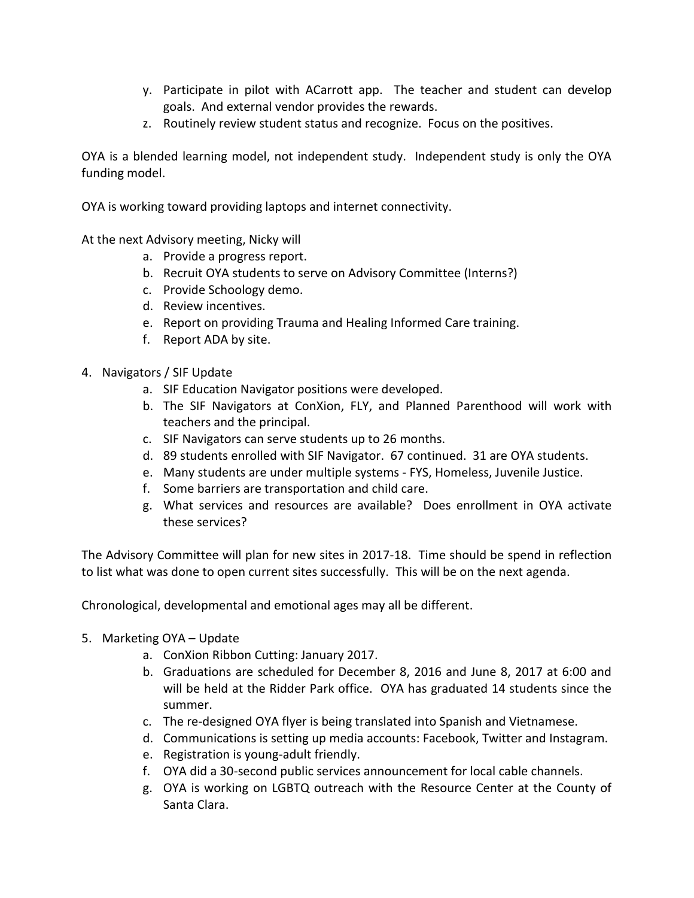y. Participate in pilot with ACarrott app. The teacher and student can develop goals. And external vendor provides the rewards.
z. Routinely review student status and recognize. Focus on the positives.

OYA is a blended learning model, not independent study. Independent study is only the OYA funding model.

OYA is working toward providing laptops and internet connectivity.

At the next Advisory meeting, Nicky will

a. Provide a progress report.
b. Recruit OYA students to serve on Advisory Committee (Interns?)
c. Provide Schoology demo.
d. Review incentives.
e. Report on providing Trauma and Healing Informed Care training.
f. Report ADA by site.

4. Navigators / SIF Update
    a. SIF Education Navigator positions were developed.
    b. The SIF Navigators at ConXion, FLY, and Planned Parenthood will work with teachers and the principal.
    c. SIF Navigators can serve students up to 26 months.
    d. 89 students enrolled with SIF Navigator. 67 continued. 31 are OYA students.
    e. Many students are under multiple systems - FYS, Homeless, Juvenile Justice.
    f. Some barriers are transportation and child care.
    g. What services and resources are available? Does enrollment in OYA activate these services?

The Advisory Committee will plan for new sites in 2017-18. Time should be spend in reflection to list what was done to open current sites successfully. This will be on the next agenda.

Chronological, developmental and emotional ages may all be different.

5. Marketing OYA – Update
    a. ConXion Ribbon Cutting: January 2017.
    b. Graduations are scheduled for December 8, 2016 and June 8, 2017 at 6:00 and will be held at the Ridder Park office. OYA has graduated 14 students since the summer.
    c. The re-designed OYA flyer is being translated into Spanish and Vietnamese.
    d. Communications is setting up media accounts: Facebook, Twitter and Instagram.
    e. Registration is young-adult friendly.
    f. OYA did a 30-second public services announcement for local cable channels.
    g. OYA is working on LGBTQ outreach with the Resource Center at the County of Santa Clara.